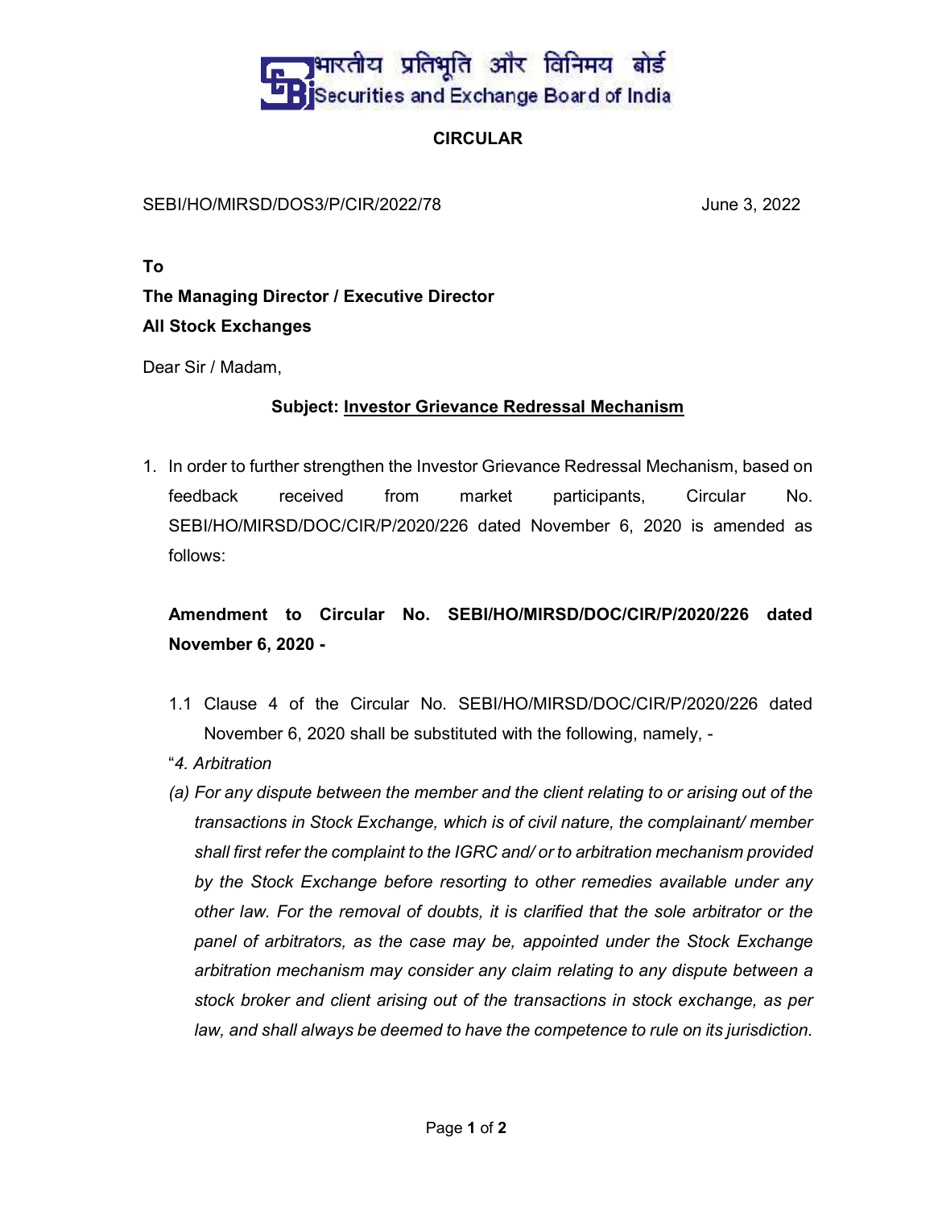भारतीय प्रतिभूति और विनिमय बोर्ड
Securities and Exchange Board of India

# CIRCULAR

SEBI/HO/MIRSD/DOS3/P/CIR/2022/78 June 3, 2022

**To**
**The Managing Director / Executive Director**
**All Stock Exchanges**

Dear Sir / Madam,

**Subject: Investor Grievance Redressal Mechanism**

1. In order to further strengthen the Investor Grievance Redressal Mechanism, based on feedback received from market participants, Circular No. SEBI/HO/MIRSD/DOC/CIR/P/2020/226 dated November 6, 2020 is amended as follows:

   **Amendment to Circular No. SEBI/HO/MIRSD/DOC/CIR/P/2020/226 dated November 6, 2020 -**

   1.1 Clause 4 of the Circular No. SEBI/HO/MIRSD/DOC/CIR/P/2020/226 dated November 6, 2020 shall be substituted with the following, namely, -

   "*4. Arbitration*

   *(a) For any dispute between the member and the client relating to or arising out of the transactions in Stock Exchange, which is of civil nature, the complainant/ member shall first refer the complaint to the IGRC and/ or to arbitration mechanism provided by the Stock Exchange before resorting to other remedies available under any other law. For the removal of doubts, it is clarified that the sole arbitrator or the panel of arbitrators, as the case may be, appointed under the Stock Exchange arbitration mechanism may consider any claim relating to any dispute between a stock broker and client arising out of the transactions in stock exchange, as per law, and shall always be deemed to have the competence to rule on its jurisdiction.*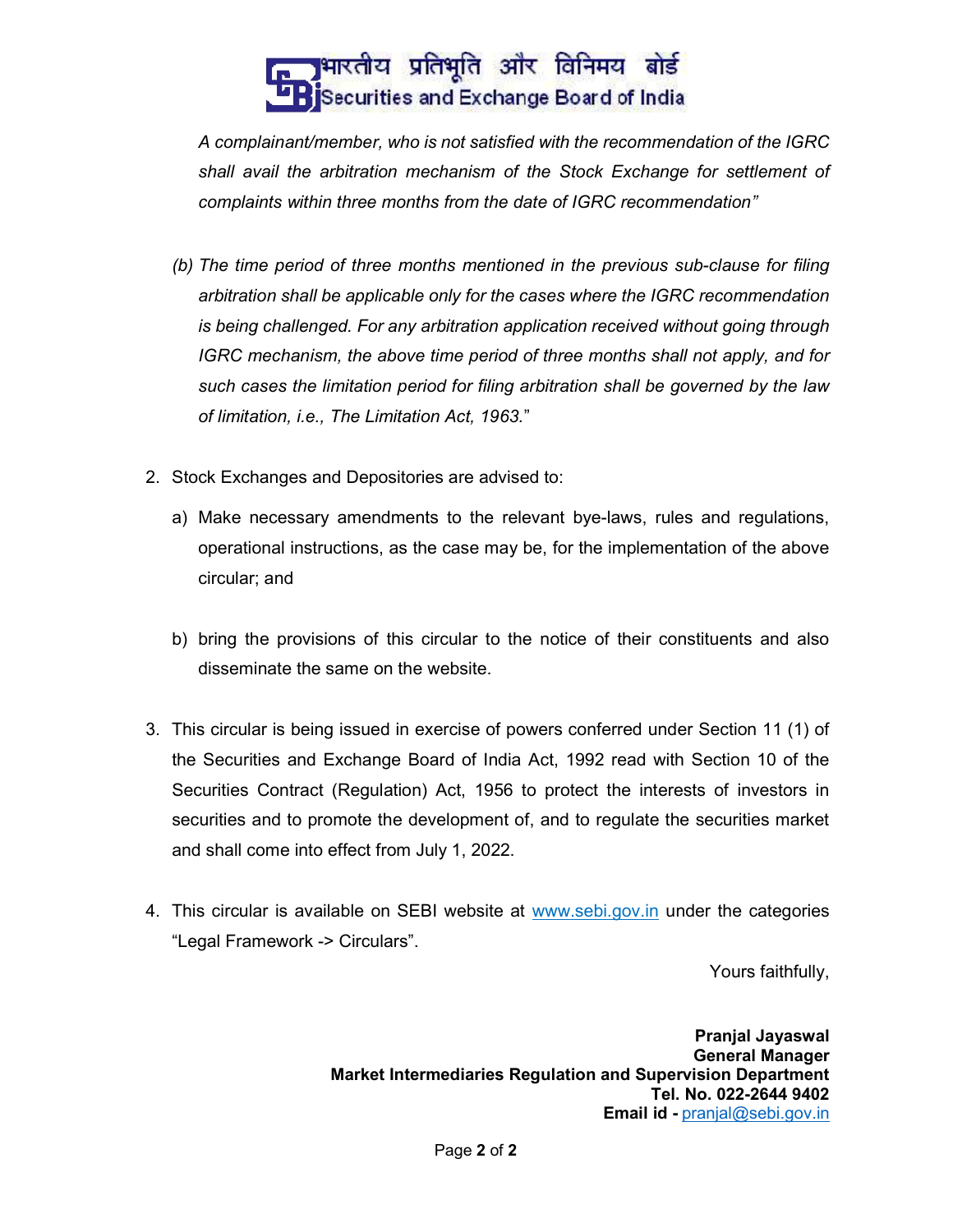*A complainant/member, who is not satisfied with the recommendation of the IGRC shall avail the arbitration mechanism of the Stock Exchange for settlement of complaints within three months from the date of IGRC recommendation"*

*(b) The time period of three months mentioned in the previous sub-clause for filing arbitration shall be applicable only for the cases where the IGRC recommendation is being challenged. For any arbitration application received without going through IGRC mechanism, the above time period of three months shall not apply, and for such cases the limitation period for filing arbitration shall be governed by the law of limitation, i.e., The Limitation Act, 1963.*"

2. Stock Exchanges and Depositories are advised to:

   a) Make necessary amendments to the relevant bye-laws, rules and regulations, operational instructions, as the case may be, for the implementation of the above circular; and

   b) bring the provisions of this circular to the notice of their constituents and also disseminate the same on the website.

3. This circular is being issued in exercise of powers conferred under Section 11 (1) of the Securities and Exchange Board of India Act, 1992 read with Section 10 of the Securities Contract (Regulation) Act, 1956 to protect the interests of investors in securities and to promote the development of, and to regulate the securities market and shall come into effect from July 1, 2022.

4. This circular is available on SEBI website at www.sebi.gov.in under the categories "Legal Framework -> Circulars".

Yours faithfully,

**Pranjal Jayaswal**
**General Manager**
**Market Intermediaries Regulation and Supervision Department**
**Tel. No. 022-2644 9402**
**Email id -** pranjal@sebi.gov.in